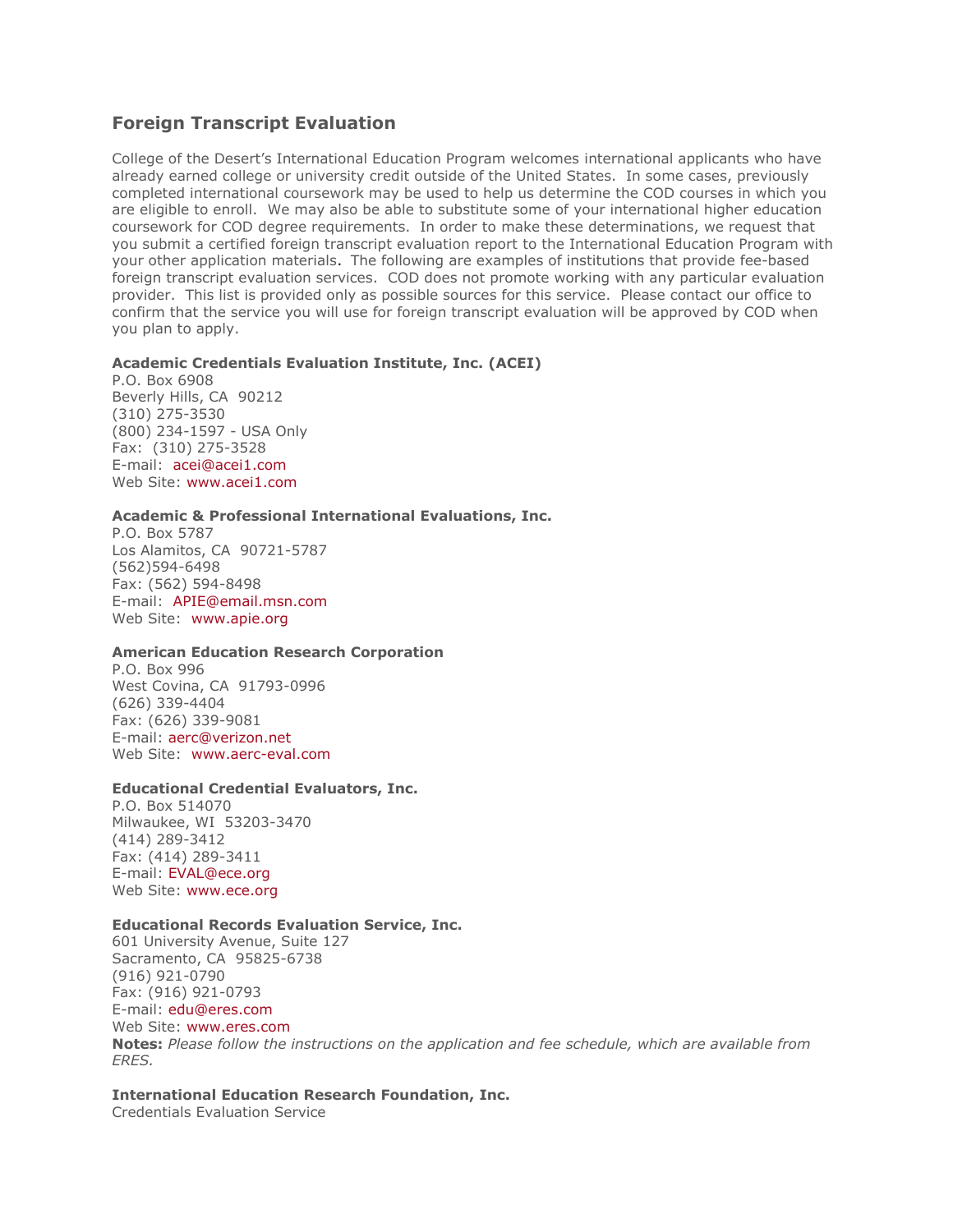## Foreign Transcript Evaluation

College of the Desert's International Education Program welcomes international applicants who have already earned college or university credit outside of the United States. In some cases, previously completed international coursework may be used to help us determine the COD courses in which you are eligible to enroll. We may also be able to substitute some of your international higher education coursework for COD degree requirements. In order to make these determinations, we request that you submit a certified foreign transcript evaluation report to the International Education Program with your other application materials. The following are examples of institutions that provide fee-based foreign transcript evaluation services. COD does not promote working with any particular evaluation provider. This list is provided only as possible sources for this service. Please contact our office to confirm that the service you will use for foreign transcript evaluation will be approved by COD when you plan to apply.

**Academic Credentials Evaluation Institute, Inc. (ACEI)**
P.O. Box 6908
Beverly Hills, CA 90212
(310) 275-3530
(800) 234-1597 - USA Only
Fax: (310) 275-3528
E-mail: acei@acei1.com
Web Site: www.acei1.com

**Academic & Professional International Evaluations, Inc.**
P.O. Box 5787
Los Alamitos, CA 90721-5787
(562)594-6498
Fax: (562) 594-8498
E-mail: APIE@email.msn.com
Web Site: www.apie.org

**American Education Research Corporation**
P.O. Box 996
West Covina, CA 91793-0996
(626) 339-4404
Fax: (626) 339-9081
E-mail: aerc@verizon.net
Web Site: www.aerc-eval.com

**Educational Credential Evaluators, Inc.**
P.O. Box 514070
Milwaukee, WI 53203-3470
(414) 289-3412
Fax: (414) 289-3411
E-mail: EVAL@ece.org
Web Site: www.ece.org

**Educational Records Evaluation Service, Inc.**
601 University Avenue, Suite 127
Sacramento, CA 95825-6738
(916) 921-0790
Fax: (916) 921-0793
E-mail: edu@eres.com
Web Site: www.eres.com
**Notes:** *Please follow the instructions on the application and fee schedule, which are available from ERES.*

**International Education Research Foundation, Inc.**
Credentials Evaluation Service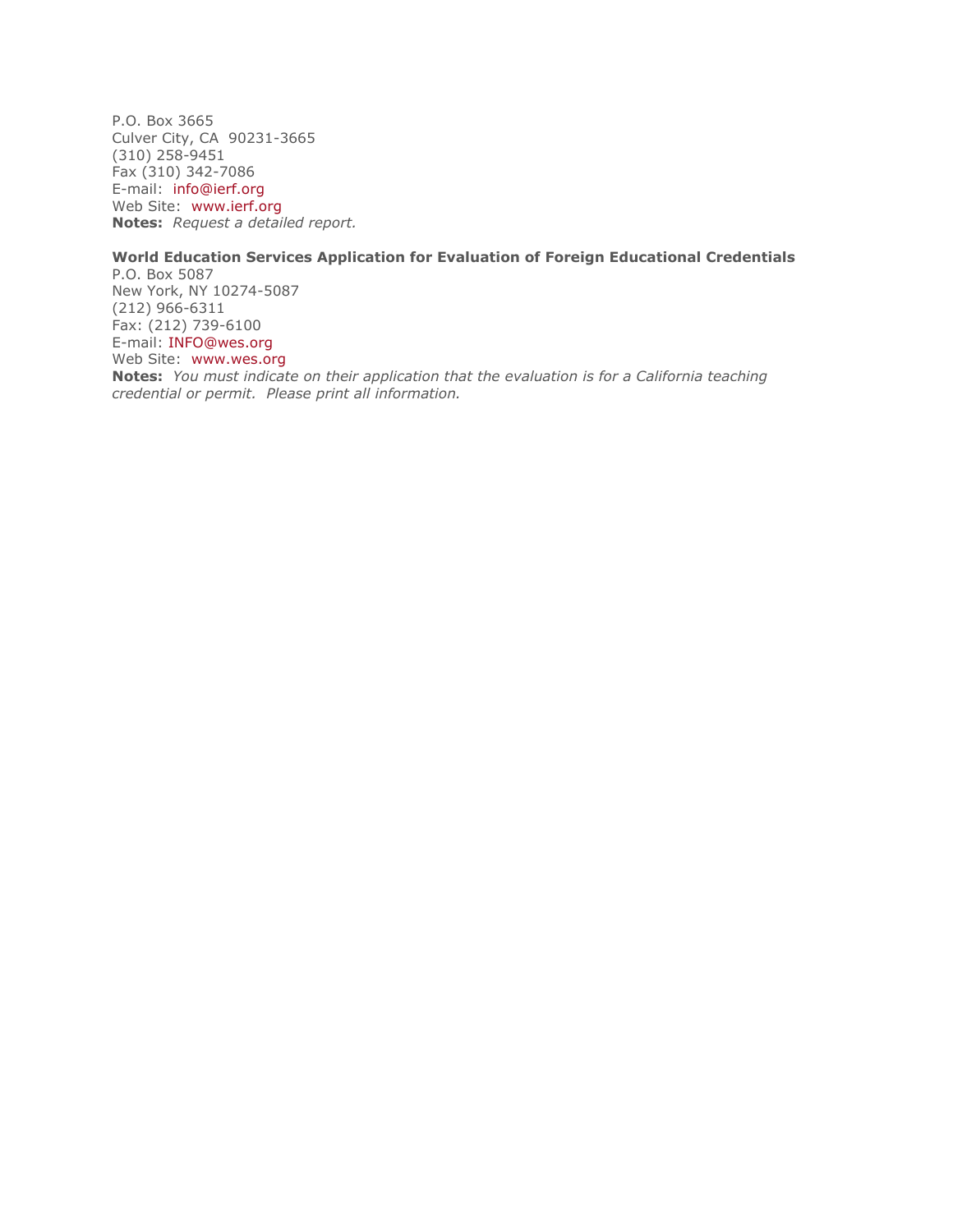P.O. Box 3665
Culver City, CA 90231-3665
(310) 258-9451
Fax (310) 342-7086
E-mail: info@ierf.org
Web Site: www.ierf.org
**Notes:** *Request a detailed report.*

**World Education Services Application for Evaluation of Foreign Educational Credentials**
P.O. Box 5087
New York, NY 10274-5087
(212) 966-6311
Fax: (212) 739-6100
E-mail: INFO@wes.org
Web Site: www.wes.org
**Notes:** *You must indicate on their application that the evaluation is for a California teaching credential or permit. Please print all information.*